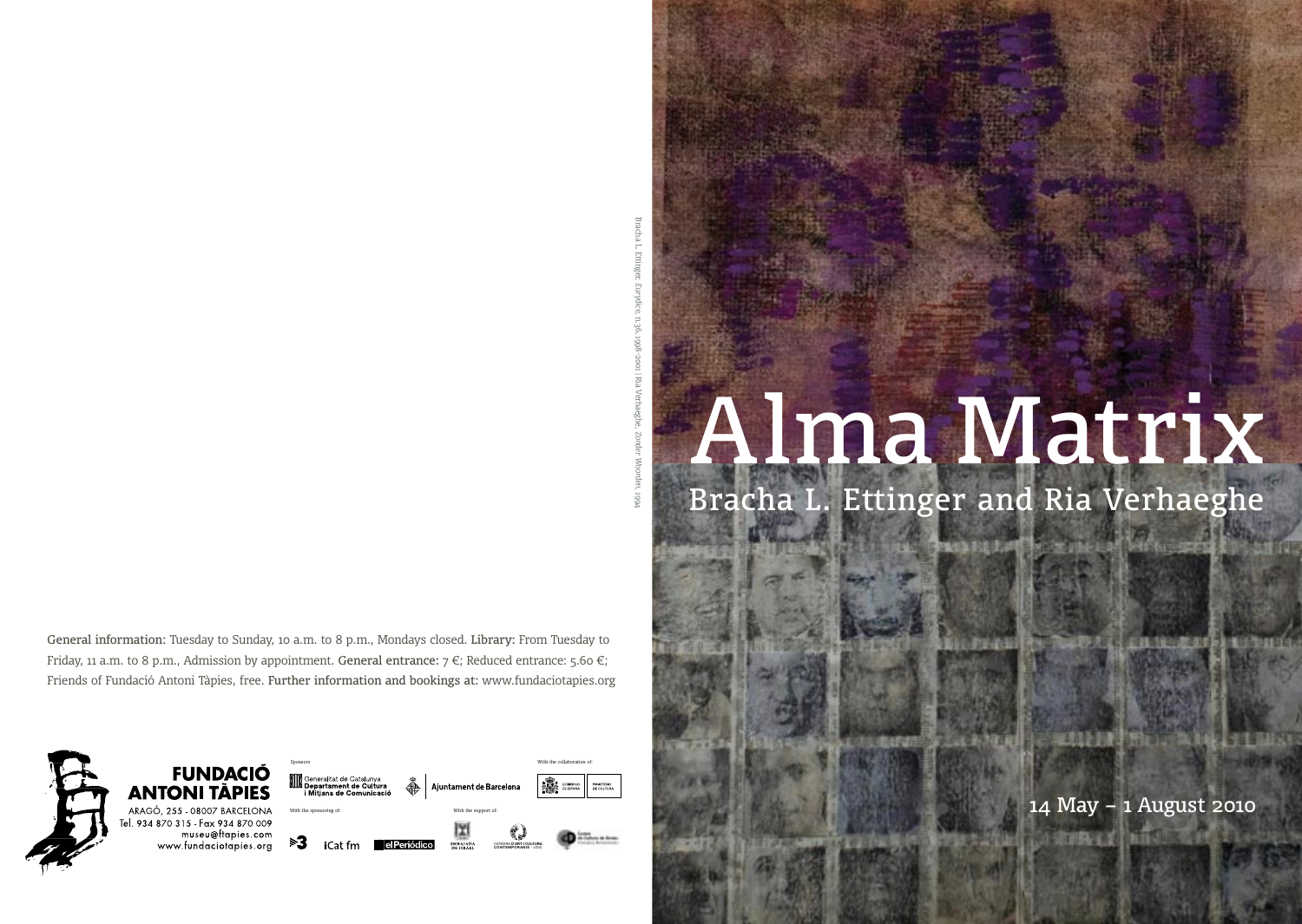# Alma Matrix

## Bracha L. Ettinger and Ria Verhaeghe

14 May – 1 August 2010

Bracha L. Ettinger, *Eurydice*, n.36, 1998-2001 | Ria Verhaeghe, *Zonder Woorden*, 1994

**General information:** Tuesday to Sunday, 10 a.m. to 8 p.m., Mondays closed. **Library:** From Tuesday to Friday, 11 a.m. to 8 p.m., Admission by appointment. **General entrance:** 7 €; Reduced entrance: 5.60 €; Friends of Fundació Antoni Tàpies, free. **Further information and bookings at:** www.fundaciotapies.org

**FUNDACIÓ ANTONI TÀPIES**
ARAGÓ, 255 - 08007 BARCELONA
Tel. 934 870 315 - Fax 934 870 009
museu@ftapies.com
www.fundaciotapies.org

Sponsors: Generalitat de Catalunya Departament de Cultura i Mitjans de Comunicació; Ajuntament de Barcelona

With the collaboration of: Gobierno de España, Ministerio de Cultura

With the sponsoring of: 3; iCat fm; elPeriódico

With the support of: Embajada de Israel; Càtedra d'Art i Cultura Contemporànies - UDG; Centre de Cultura de Dones Francesca Bonnemaison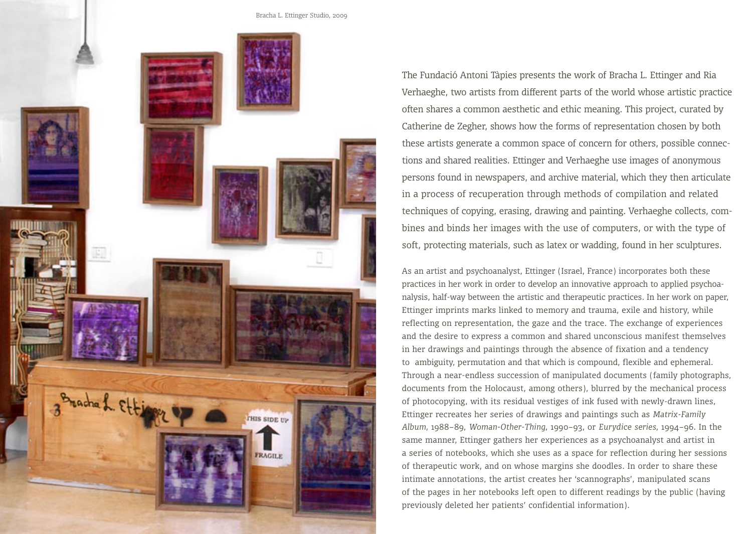Bracha L. Ettinger Studio, 2009

The Fundació Antoni Tàpies presents the work of Bracha L. Ettinger and Ria Verhaeghe, two artists from different parts of the world whose artistic practice often shares a common aesthetic and ethic meaning. This project, curated by Catherine de Zegher, shows how the forms of representation chosen by both these artists generate a common space of concern for others, possible connections and shared realities. Ettinger and Verhaeghe use images of anonymous persons found in newspapers, and archive material, which they then articulate in a process of recuperation through methods of compilation and related techniques of copying, erasing, drawing and painting. Verhaeghe collects, combines and binds her images with the use of computers, or with the type of soft, protecting materials, such as latex or wadding, found in her sculptures.

As an artist and psychoanalyst, Ettinger (Israel, France) incorporates both these practices in her work in order to develop an innovative approach to applied psychoanalysis, half-way between the artistic and therapeutic practices. In her work on paper, Ettinger imprints marks linked to memory and trauma, exile and history, while reflecting on representation, the gaze and the trace. The exchange of experiences and the desire to express a common and shared unconscious manifest themselves in her drawings and paintings through the absence of fixation and a tendency to ambiguity, permutation and that which is compound, flexible and ephemeral. Through a near-endless succession of manipulated documents (family photographs, documents from the Holocaust, among others), blurred by the mechanical process of photocopying, with its residual vestiges of ink fused with newly-drawn lines, Ettinger recreates her series of drawings and paintings such as *Matrix-Family Album*, 1988–89, *Woman-Other-Thing*, 1990–93, or *Eurydice series*, 1994–96. In the same manner, Ettinger gathers her experiences as a psychoanalyst and artist in a series of notebooks, which she uses as a space for reflection during her sessions of therapeutic work, and on whose margins she doodles. In order to share these intimate annotations, the artist creates her 'scannographs', manipulated scans of the pages in her notebooks left open to different readings by the public (having previously deleted her patients' confidential information).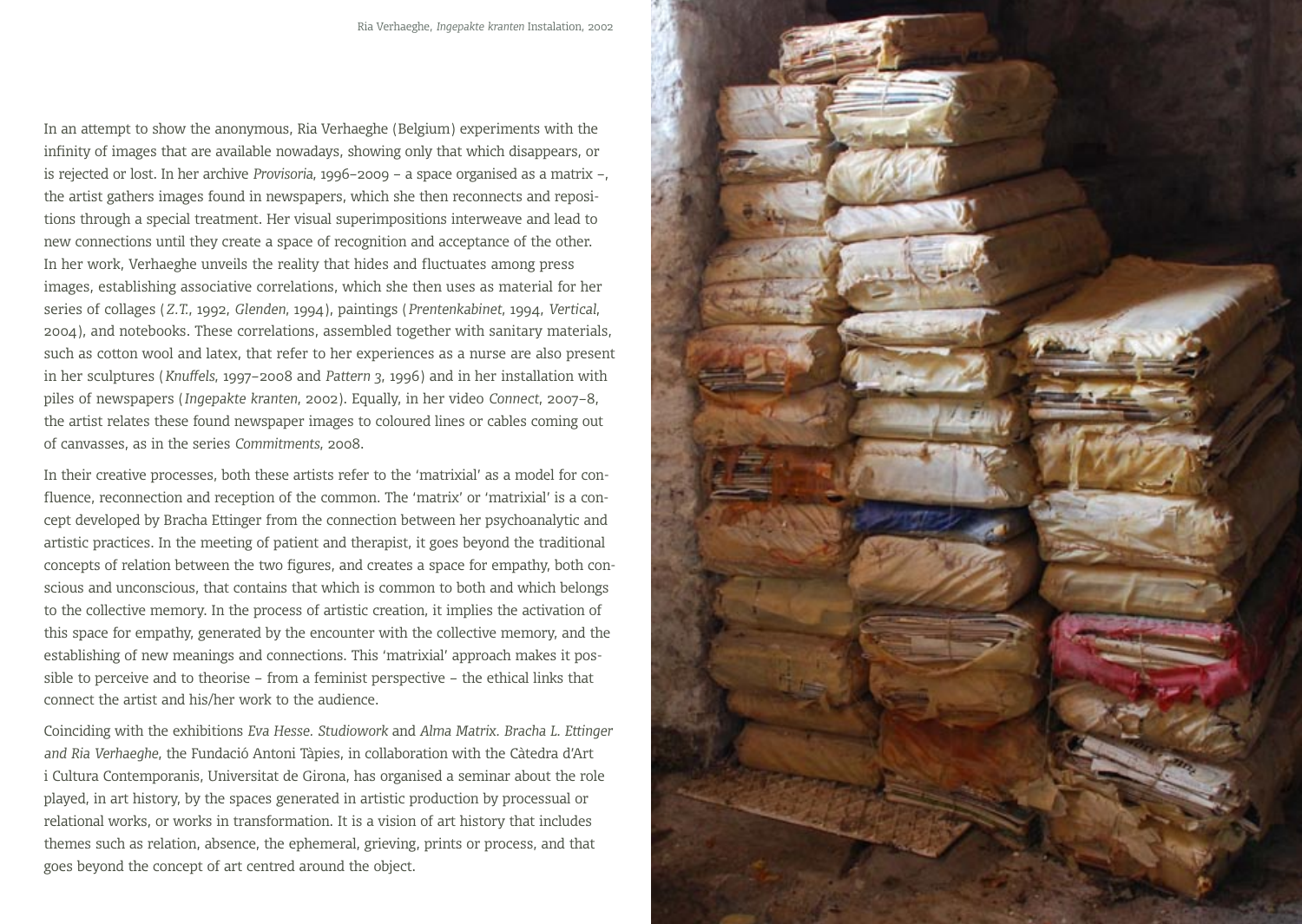Ria Verhaeghe, *Ingepakte kranten* Instalation, 2002

In an attempt to show the anonymous, Ria Verhaeghe (Belgium) experiments with the infinity of images that are available nowadays, showing only that which disappears, or is rejected or lost. In her archive *Provisoria*, 1996–2009 – a space organised as a matrix –, the artist gathers images found in newspapers, which she then reconnects and repositions through a special treatment. Her visual superimpositions interweave and lead to new connections until they create a space of recognition and acceptance of the other. In her work, Verhaeghe unveils the reality that hides and fluctuates among press images, establishing associative correlations, which she then uses as material for her series of collages (*Z.T.*, 1992, *Glenden*, 1994), paintings (*Prentenkabinet*, 1994, *Vertical*, 2004), and notebooks. These correlations, assembled together with sanitary materials, such as cotton wool and latex, that refer to her experiences as a nurse are also present in her sculptures (*Knuffels*, 1997–2008 and *Pattern 3*, 1996) and in her installation with piles of newspapers (*Ingepakte kranten*, 2002). Equally, in her video *Connect*, 2007–8, the artist relates these found newspaper images to coloured lines or cables coming out of canvasses, as in the series *Commitments*, 2008.

In their creative processes, both these artists refer to the 'matrixial' as a model for confluence, reconnection and reception of the common. The 'matrix' or 'matrixial' is a concept developed by Bracha Ettinger from the connection between her psychoanalytic and artistic practices. In the meeting of patient and therapist, it goes beyond the traditional concepts of relation between the two figures, and creates a space for empathy, both conscious and unconscious, that contains that which is common to both and which belongs to the collective memory. In the process of artistic creation, it implies the activation of this space for empathy, generated by the encounter with the collective memory, and the establishing of new meanings and connections. This 'matrixial' approach makes it possible to perceive and to theorise – from a feminist perspective – the ethical links that connect the artist and his/her work to the audience.

Coinciding with the exhibitions *Eva Hesse. Studiowork* and *Alma Matrix. Bracha L. Ettinger and Ria Verhaeghe*, the Fundació Antoni Tàpies, in collaboration with the Càtedra d'Art i Cultura Contemporanis, Universitat de Girona, has organised a seminar about the role played, in art history, by the spaces generated in artistic production by processual or relational works, or works in transformation. It is a vision of art history that includes themes such as relation, absence, the ephemeral, grieving, prints or process, and that goes beyond the concept of art centred around the object.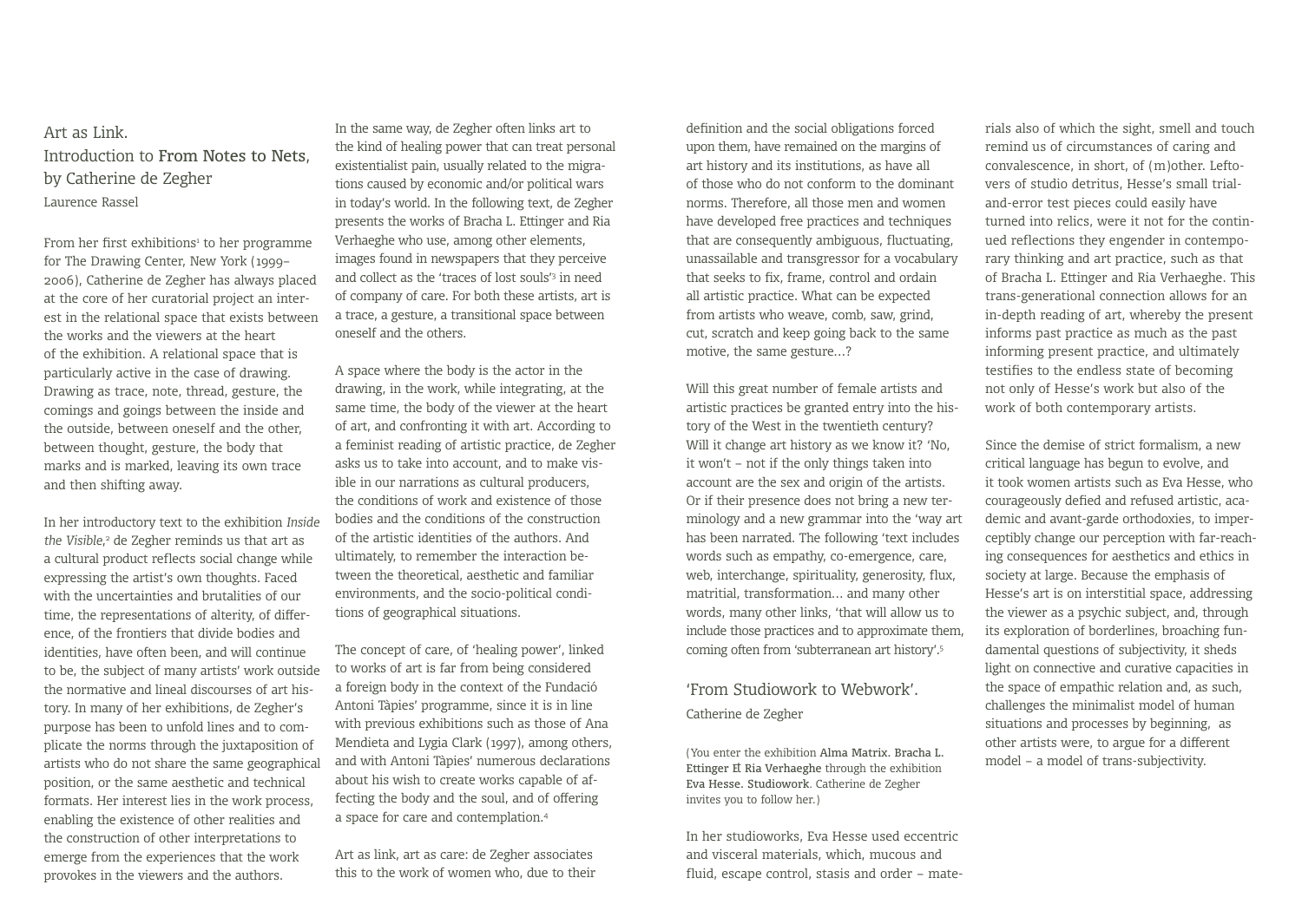# Art as Link.
# Introduction to **From Notes to Nets**, by Catherine de Zegher

Laurence Rassel

From her first exhibitions[1] to her programme for The Drawing Center, New York (1999–2006), Catherine de Zegher has always placed at the core of her curatorial project an interest in the relational space that exists between the works and the viewers at the heart of the exhibition. A relational space that is particularly active in the case of drawing. Drawing as trace, note, thread, gesture, the comings and goings between the inside and the outside, between oneself and the other, between thought, gesture, the body that marks and is marked, leaving its own trace and then shifting away.

In her introductory text to the exhibition *Inside the Visible*,[2] de Zegher reminds us that art as a cultural product reflects social change while expressing the artist's own thoughts. Faced with the uncertainties and brutalities of our time, the representations of alterity, of difference, of the frontiers that divide bodies and identities, have often been, and will continue to be, the subject of many artists' work outside the normative and lineal discourses of art history. In many of her exhibitions, de Zegher's purpose has been to unfold lines and to complicate the norms through the juxtaposition of artists who do not share the same geographical position, or the same aesthetic and technical formats. Her interest lies in the work process, enabling the existence of other realities and the construction of other interpretations to emerge from the experiences that the work provokes in the viewers and the authors.

In the same way, de Zegher often links art to the kind of healing power that can treat personal existentialist pain, usually related to the migrations caused by economic and/or political wars in today's world. In the following text, de Zegher presents the works of Bracha L. Ettinger and Ria Verhaeghe who use, among other elements, images found in newspapers that they perceive and collect as the 'traces of lost souls'[3] in need of company of care. For both these artists, art is a trace, a gesture, a transitional space between oneself and the others.

A space where the body is the actor in the drawing, in the work, while integrating, at the same time, the body of the viewer at the heart of art, and confronting it with art. According to a feminist reading of artistic practice, de Zegher asks us to take into account, and to make visible in our narrations as cultural producers, the conditions of work and existence of those bodies and the conditions of the construction of the artistic identities of the authors. And ultimately, to remember the interaction between the theoretical, aesthetic and familiar environments, and the socio-political conditions of geographical situations.

The concept of care, of 'healing power', linked to works of art is far from being considered a foreign body in the context of the Fundació Antoni Tàpies' programme, since it is in line with previous exhibitions such as those of Ana Mendieta and Lygia Clark (1997), among others, and with Antoni Tàpies' numerous declarations about his wish to create works capable of affecting the body and the soul, and of offering a space for care and contemplation.[4]

Art as link, art as care: de Zegher associates this to the work of women who, due to their definition and the social obligations forced upon them, have remained on the margins of art history and its institutions, as have all of those who do not conform to the dominant norms. Therefore, all those men and women have developed free practices and techniques that are consequently ambiguous, fluctuating, unassailable and transgressor for a vocabulary that seeks to fix, frame, control and ordain all artistic practice. What can be expected from artists who weave, comb, saw, grind, cut, scratch and keep going back to the same motive, the same gesture…?

Will this great number of female artists and artistic practices be granted entry into the history of the West in the twentieth century? Will it change art history as we know it? 'No, it won't – not if the only things taken into account are the sex and origin of the artists. Or if their presence does not bring a new terminology and a new grammar into the 'way art has been narrated. The following 'text includes words such as empathy, co-emergence, care, web, interchange, spirituality, generosity, flux, matritial, transformation… and many other words, many other links, 'that will allow us to include those practices and to approximate them, coming often from 'subterranean art history'.[5]

## 'From Studiowork to Webwork'.

Catherine de Zegher

(You enter the exhibition **Alma Matrix. Bracha L. Ettinger & Ria Verhaeghe** through the exhibition **Eva Hesse. Studiowork**. Catherine de Zegher invites you to follow her.)

In her studioworks, Eva Hesse used eccentric and visceral materials, which, mucous and fluid, escape control, stasis and order – materials also of which the sight, smell and touch remind us of circumstances of caring and convalescence, in short, of (m)other. Leftovers of studio detritus, Hesse's small trial-and-error test pieces could easily have turned into relics, were it not for the continued reflections they engender in contemporary thinking and art practice, such as that of Bracha L. Ettinger and Ria Verhaeghe. This trans-generational connection allows for an in-depth reading of art, whereby the present informs past practice as much as the past informing present practice, and ultimately testifies to the endless state of becoming not only of Hesse's work but also of the work of both contemporary artists.

Since the demise of strict formalism, a new critical language has begun to evolve, and it took women artists such as Eva Hesse, who courageously defied and refused artistic, academic and avant-garde orthodoxies, to imperceptibly change our perception with far-reaching consequences for aesthetics and ethics in society at large. Because the emphasis of Hesse's art is on interstitial space, addressing the viewer as a psychic subject, and, through its exploration of borderlines, broaching fundamental questions of subjectivity, it sheds light on connective and curative capacities in the space of empathic relation and, as such, challenges the minimalist model of human situations and processes by beginning, as other artists were, to argue for a different model – a model of trans-subjectivity.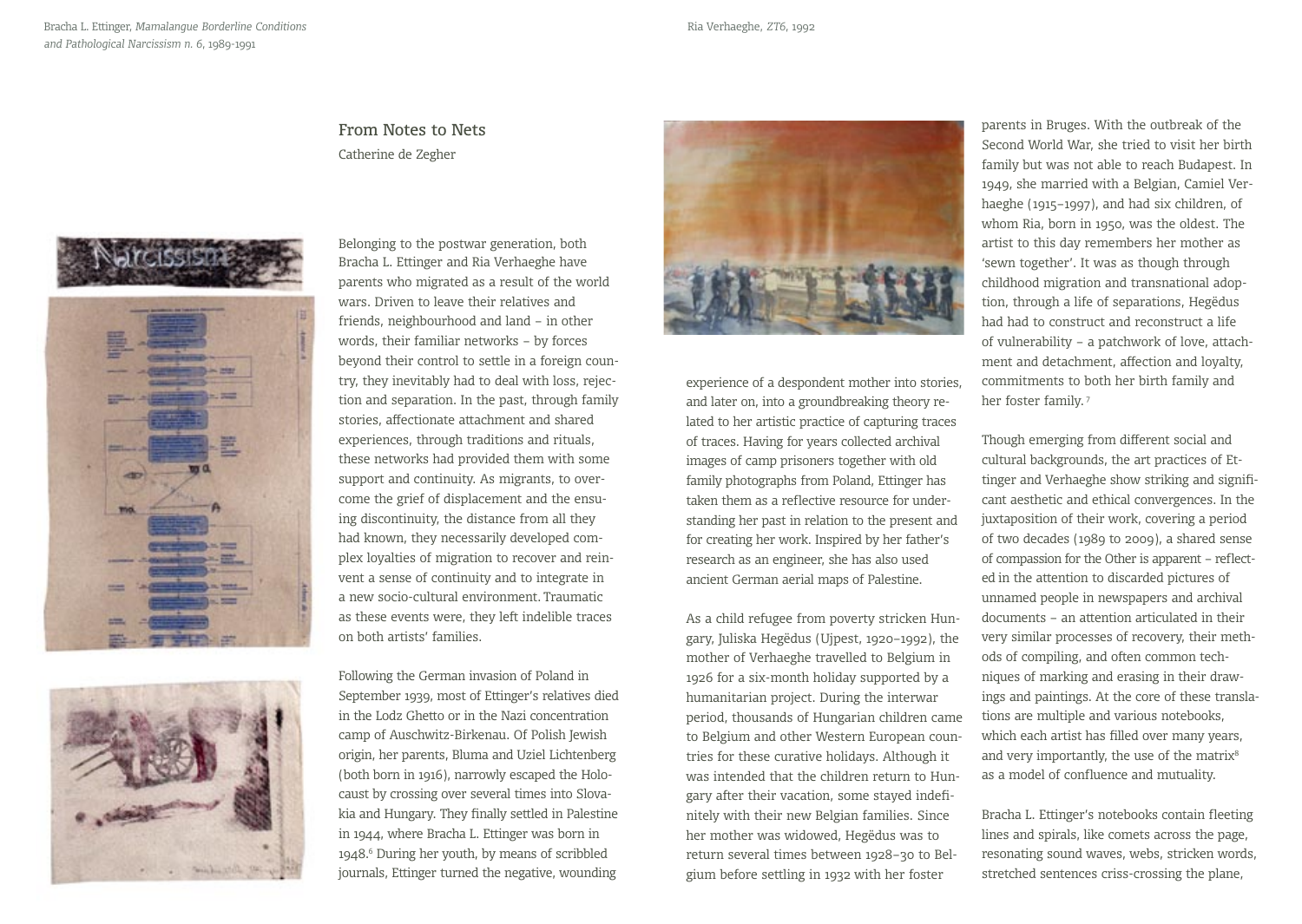Bracha L. Ettinger, *Mamalangue Borderline Conditions and Pathological Narcissism n. 6*, 1989-1991

Ria Verhaeghe, *ZT6*, 1992

## From Notes to Nets

Catherine de Zegher

Belonging to the postwar generation, both Bracha L. Ettinger and Ria Verhaeghe have parents who migrated as a result of the world wars. Driven to leave their relatives and friends, neighbourhood and land – in other words, their familiar networks – by forces beyond their control to settle in a foreign country, they inevitably had to deal with loss, rejection and separation. In the past, through family stories, affectionate attachment and shared experiences, through traditions and rituals, these networks had provided them with some support and continuity. As migrants, to overcome the grief of displacement and the ensuing discontinuity, the distance from all they had known, they necessarily developed complex loyalties of migration to recover and reinvent a sense of continuity and to integrate in a new socio-cultural environment. Traumatic as these events were, they left indelible traces on both artists' families.

Following the German invasion of Poland in September 1939, most of Ettinger's relatives died in the Lodz Ghetto or in the Nazi concentration camp of Auschwitz-Birkenau. Of Polish Jewish origin, her parents, Bluma and Uziel Lichtenberg (both born in 1916), narrowly escaped the Holocaust by crossing over several times into Slovakia and Hungary. They finally settled in Palestine in 1944, where Bracha L. Ettinger was born in 1948.[6] During her youth, by means of scribbled journals, Ettinger turned the negative, wounding experience of a despondent mother into stories, and later on, into a groundbreaking theory related to her artistic practice of capturing traces of traces. Having for years collected archival images of camp prisoners together with old family photographs from Poland, Ettinger has taken them as a reflective resource for understanding her past in relation to the present and for creating her work. Inspired by her father's research as an engineer, she has also used ancient German aerial maps of Palestine.

As a child refugee from poverty stricken Hungary, Juliska Hegëdus (Ujpest, 1920–1992), the mother of Verhaeghe travelled to Belgium in 1926 for a six-month holiday supported by a humanitarian project. During the interwar period, thousands of Hungarian children came to Belgium and other Western European countries for these curative holidays. Although it was intended that the children return to Hungary after their vacation, some stayed indefinitely with their new Belgian families. Since her mother was widowed, Hegëdus was to return several times between 1928–30 to Belgium before settling in 1932 with her foster parents in Bruges. With the outbreak of the Second World War, she tried to visit her birth family but was not able to reach Budapest. In 1949, she married with a Belgian, Camiel Verhaeghe (1915–1997), and had six children, of whom Ria, born in 1950, was the oldest. The artist to this day remembers her mother as 'sewn together'. It was as though through childhood migration and transnational adoption, through a life of separations, Hegëdus had had to construct and reconstruct a life of vulnerability – a patchwork of love, attachment and detachment, affection and loyalty, commitments to both her birth family and her foster family.[7]

Though emerging from different social and cultural backgrounds, the art practices of Ettinger and Verhaeghe show striking and significant aesthetic and ethical convergences. In the juxtaposition of their work, covering a period of two decades (1989 to 2009), a shared sense of compassion for the Other is apparent – reflected in the attention to discarded pictures of unnamed people in newspapers and archival documents – an attention articulated in their very similar processes of recovery, their methods of compiling, and often common techniques of marking and erasing in their drawings and paintings. At the core of these translations are multiple and various notebooks, which each artist has filled over many years, and very importantly, the use of the matrix[8] as a model of confluence and mutuality.

Bracha L. Ettinger's notebooks contain fleeting lines and spirals, like comets across the page, resonating sound waves, webs, stricken words, stretched sentences criss-crossing the plane,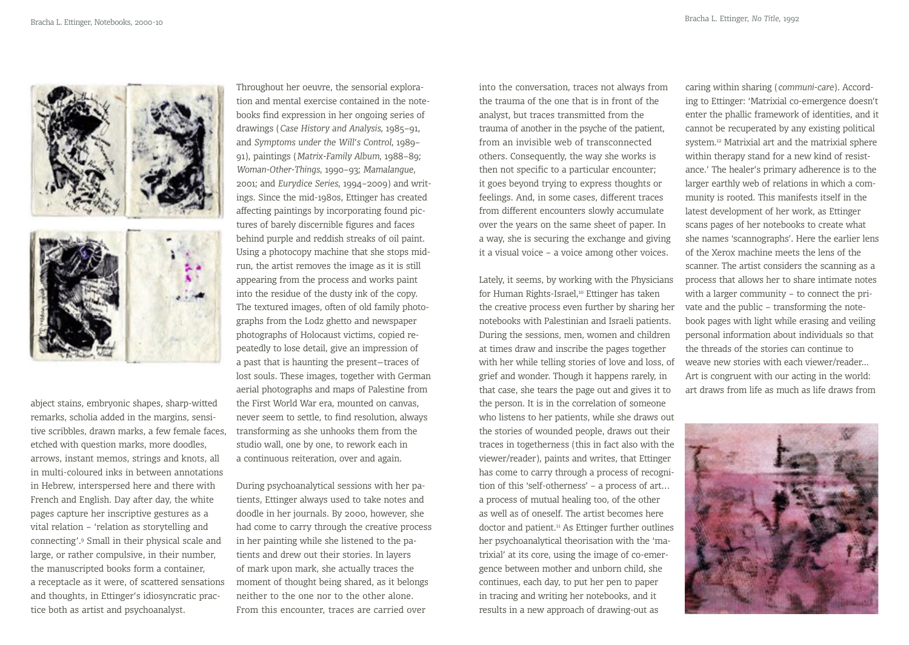Bracha L. Ettinger, Notebooks, 2000-10

Bracha L. Ettinger, *No Title*, 1992

abject stains, embryonic shapes, sharp-witted remarks, scholia added in the margins, sensitive scribbles, drawn marks, a few female faces, etched with question marks, more doodles, arrows, instant memos, strings and knots, all in multi-coloured inks in between annotations in Hebrew, interspersed here and there with French and English. Day after day, the white pages capture her inscriptive gestures as a vital relation – 'relation as storytelling and connecting'.[9] Small in their physical scale and large, or rather compulsive, in their number, the manuscripted books form a container, a receptacle as it were, of scattered sensations and thoughts, in Ettinger's idiosyncratic practice both as artist and psychoanalyst.

Throughout her oeuvre, the sensorial exploration and mental exercise contained in the notebooks find expression in her ongoing series of drawings (*Case History and Analysis*, 1985–91, and *Symptoms under the Will's Control*, 1989–91), paintings (*Matrix-Family Album*, 1988–89; *Woman-Other-Things*, 1990–93; *Mamalangue*, 2001; and *Eurydice Series*, 1994–2009) and writings. Since the mid-1980s, Ettinger has created affecting paintings by incorporating found pictures of barely discernible figures and faces behind purple and reddish streaks of oil paint. Using a photocopy machine that she stops mid-run, the artist removes the image as it is still appearing from the process and works paint into the residue of the dusty ink of the copy. The textured images, often of old family photographs from the Lodz ghetto and newspaper photographs of Holocaust victims, copied repeatedly to lose detail, give an impression of a past that is haunting the present—traces of lost souls. These images, together with German aerial photographs and maps of Palestine from the First World War era, mounted on canvas, never seem to settle, to find resolution, always transforming as she unhooks them from the studio wall, one by one, to rework each in a continuous reiteration, over and again.

During psychoanalytical sessions with her patients, Ettinger always used to take notes and doodle in her journals. By 2000, however, she had come to carry through the creative process in her painting while she listened to the patients and drew out their stories. In layers of mark upon mark, she actually traces the moment of thought being shared, as it belongs neither to the one nor to the other alone. From this encounter, traces are carried over into the conversation, traces not always from the trauma of the one that is in front of the analyst, but traces transmitted from the trauma of another in the psyche of the patient, from an invisible web of transconnected others. Consequently, the way she works is then not specific to a particular encounter; it goes beyond trying to express thoughts or feelings. And, in some cases, different traces from different encounters slowly accumulate over the years on the same sheet of paper. In a way, she is securing the exchange and giving it a visual voice – a voice among other voices.

Lately, it seems, by working with the Physicians for Human Rights-Israel,[10] Ettinger has taken the creative process even further by sharing her notebooks with Palestinian and Israeli patients. During the sessions, men, women and children at times draw and inscribe the pages together with her while telling stories of love and loss, of grief and wonder. Though it happens rarely, in that case, she tears the page out and gives it to the person. It is in the correlation of someone who listens to her patients, while she draws out the stories of wounded people, draws out their traces in togetherness (this in fact also with the viewer/reader), paints and writes, that Ettinger has come to carry through a process of recognition of this 'self-otherness' – a process of art… a process of mutual healing too, of the other as well as of oneself. The artist becomes here doctor and patient.[11] As Ettinger further outlines her psychoanalytical theorisation with the 'matrixial' at its core, using the image of co-emergence between mother and unborn child, she continues, each day, to put her pen to paper in tracing and writing her notebooks, and it results in a new approach of drawing-out as caring within sharing (*communi-care*). According to Ettinger: 'Matrixial co-emergence doesn't enter the phallic framework of identities, and it cannot be recuperated by any existing political system.[12] Matrixial art and the matrixial sphere within therapy stand for a new kind of resistance.' The healer's primary adherence is to the larger earthly web of relations in which a community is rooted. This manifests itself in the latest development of her work, as Ettinger scans pages of her notebooks to create what she names 'scannographs'. Here the earlier lens of the Xerox machine meets the lens of the scanner. The artist considers the scanning as a process that allows her to share intimate notes with a larger community – to connect the private and the public – transforming the notebook pages with light while erasing and veiling personal information about individuals so that the threads of the stories can continue to weave new stories with each viewer/reader… Art is congruent with our acting in the world: art draws from life as much as life draws from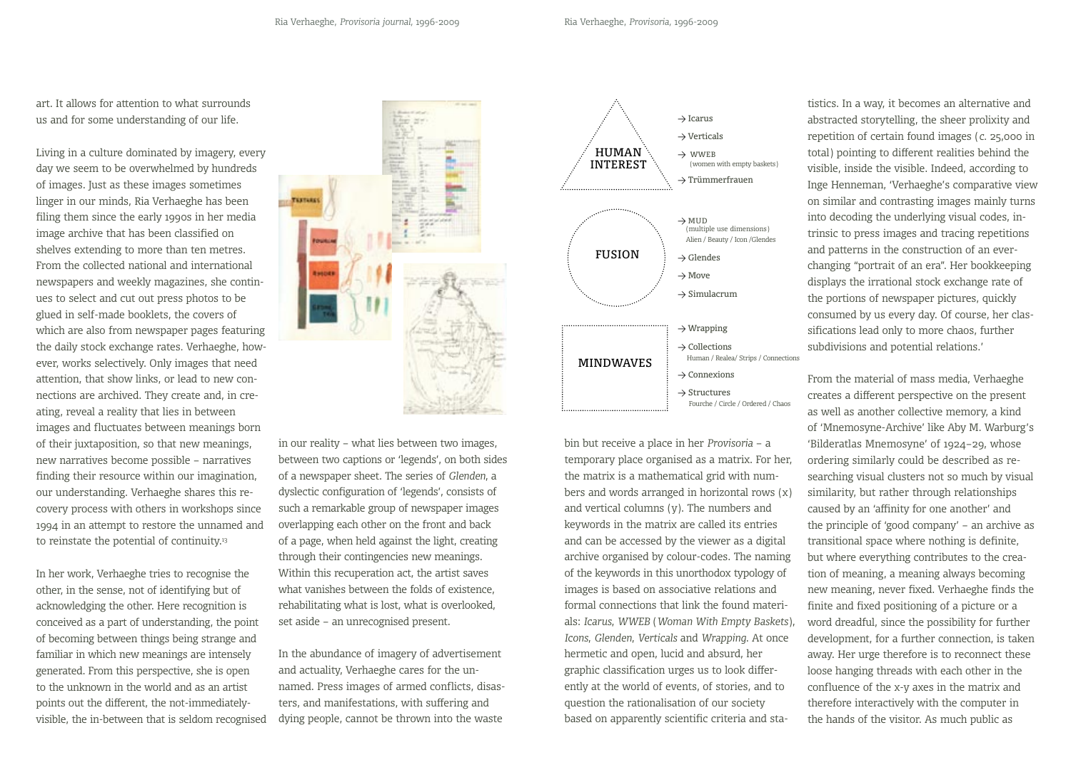art. It allows for attention to what surrounds us and for some understanding of our life.

Living in a culture dominated by imagery, every day we seem to be overwhelmed by hundreds of images. Just as these images sometimes linger in our minds, Ria Verhaeghe has been filing them since the early 1990s in her media image archive that has been classified on shelves extending to more than ten metres. From the collected national and international newspapers and weekly magazines, she continues to select and cut out press photos to be glued in self-made booklets, the covers of which are also from newspaper pages featuring the daily stock exchange rates. Verhaeghe, however, works selectively. Only images that need attention, that show links, or lead to new connections are archived. They create and, in creating, reveal a reality that lies in between images and fluctuates between meanings born of their juxtaposition, so that new meanings, new narratives become possible – narratives finding their resource within our imagination, our understanding. Verhaeghe shares this recovery process with others in workshops since 1994 in an attempt to restore the unnamed and to reinstate the potential of continuity.[13]

In her work, Verhaeghe tries to recognise the other, in the sense, not of identifying but of acknowledging the other. Here recognition is conceived as a part of understanding, the point of becoming between things being strange and familiar in which new meanings are intensely generated. From this perspective, she is open to the unknown in the world and as an artist points out the different, the not-immediately-visible, the in-between that is seldom recognised in our reality – what lies between two images, between two captions or 'legends', on both sides of a newspaper sheet. The series of *Glenden*, a dyslectic configuration of 'legends', consists of such a remarkable group of newspaper images overlapping each other on the front and back of a page, when held against the light, creating through their contingencies new meanings. Within this recuperation act, the artist saves what vanishes between the folds of existence, rehabilitating what is lost, what is overlooked, set aside – an unrecognised present.

In the abundance of imagery of advertisement and actuality, Verhaeghe cares for the unnamed. Press images of armed conflicts, disasters, and manifestations, with suffering and dying people, cannot be thrown into the waste bin but receive a place in her *Provisoria* – a temporary place organised as a matrix. For her, the matrix is a mathematical grid with numbers and words arranged in horizontal rows (x) and vertical columns (y). The numbers and keywords in the matrix are called its entries and can be accessed by the viewer as a digital archive organised by colour-codes. The naming of the keywords in this unorthodox typology of images is based on associative relations and formal connections that link the found materials: *Icarus*, *WWEB* (*Woman With Empty Baskets*), *Icons*, *Glenden*, *Verticals* and *Wrapping*. At once hermetic and open, lucid and absurd, her graphic classification urges us to look differently at the world of events, of stories, and to question the rationalisation of our society based on apparently scientific criteria and statistics. In a way, it becomes an alternative and abstracted storytelling, the sheer prolixity and repetition of certain found images (c. 25,000 in total) pointing to different realities behind the visible, inside the visible. Indeed, according to Inge Henneman, 'Verhaeghe's comparative view on similar and contrasting images mainly turns into decoding the underlying visual codes, intrinsic to press images and tracing repetitions and patterns in the construction of an ever-changing "portrait of an era". Her bookkeeping displays the irrational stock exchange rate of the portions of newspaper pictures, quickly consumed by us every day. Of course, her classifications lead only to more chaos, further subdivisions and potential relations.'

HUMAN INTEREST
- → Icarus
- → Verticals
- → WWEB (women with empty baskets)
- → Trümmerfrauen

FUSION
- → MUD (multiple use dimensions) Alien / Beauty / Icon /Glendes
- → Glendes
- → Move
- → Simulacrum

MINDWAVES
- → Wrapping
- → Collections Human / Realea/ Strips / Connections
- → Connexions
- → Structures Fourche / Circle / Ordered / Chaos

From the material of mass media, Verhaeghe creates a different perspective on the present as well as another collective memory, a kind of 'Mnemosyne-Archive' like Aby M. Warburg's 'Bilderatlas Mnemosyne' of 1924–29, whose ordering similarly could be described as researching visual clusters not so much by visual similarity, but rather through relationships caused by an 'affinity for one another' and the principle of 'good company' – an archive as transitional space where nothing is definite, but where everything contributes to the creation of meaning, a meaning always becoming new meaning, never fixed. Verhaeghe finds the finite and fixed positioning of a picture or a word dreadful, since the possibility for further development, for a further connection, is taken away. Her urge therefore is to reconnect these loose hanging threads with each other in the confluence of the x-y axes in the matrix and therefore interactively with the computer in the hands of the visitor. As much public as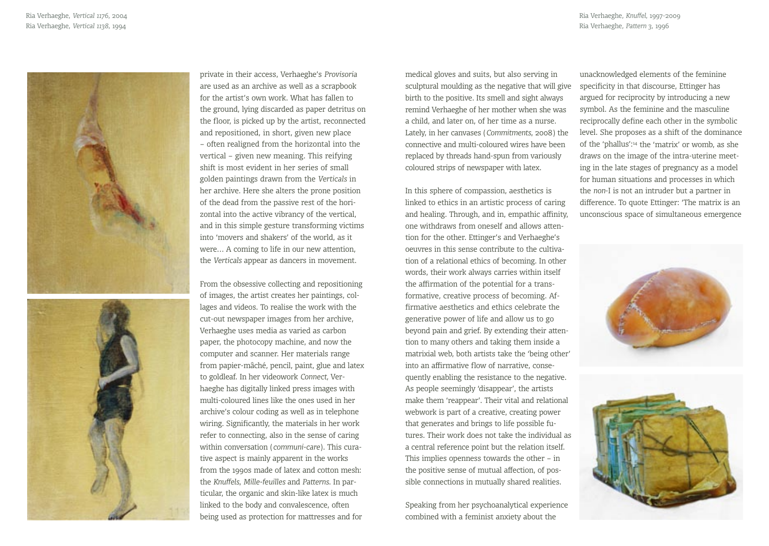Ria Verhaeghe, *Vertical 1176*, 2004
Ria Verhaeghe, *Vertical 1138*, 1994

Ria Verhaeghe, *Knuffel*, 1997-2009
Ria Verhaeghe, *Pattern 3*, 1996

private in their access, Verhaeghe's *Provisoria* are used as an archive as well as a scrapbook for the artist's own work. What has fallen to the ground, lying discarded as paper detritus on the floor, is picked up by the artist, reconnected and repositioned, in short, given new place – often realigned from the horizontal into the vertical – given new meaning. This reifying shift is most evident in her series of small golden paintings drawn from the *Verticals* in her archive. Here she alters the prone position of the dead from the passive rest of the horizontal into the active vibrancy of the vertical, and in this simple gesture transforming victims into 'movers and shakers' of the world, as it were… A coming to life in our new attention, the *Verticals* appear as dancers in movement.

From the obsessive collecting and repositioning of images, the artist creates her paintings, collages and videos. To realise the work with the cut-out newspaper images from her archive, Verhaeghe uses media as varied as carbon paper, the photocopy machine, and now the computer and scanner. Her materials range from papier-mâché, pencil, paint, glue and latex to goldleaf. In her videowork *Connect*, Verhaeghe has digitally linked press images with multi-coloured lines like the ones used in her archive's colour coding as well as in telephone wiring. Significantly, the materials in her work refer to connecting, also in the sense of caring within conversation (*communi-care*). This curative aspect is mainly apparent in the works from the 1990s made of latex and cotton mesh: the *Knuffels*, *Mille-feuilles* and *Patterns*. In particular, the organic and skin-like latex is much linked to the body and convalescence, often being used as protection for mattresses and for medical gloves and suits, but also serving in sculptural moulding as the negative that will give birth to the positive. Its smell and sight always remind Verhaeghe of her mother when she was a child, and later on, of her time as a nurse. Lately, in her canvases (*Commitments*, 2008) the connective and multi-coloured wires have been replaced by threads hand-spun from variously coloured strips of newspaper with latex.

In this sphere of compassion, aesthetics is linked to ethics in an artistic process of caring and healing. Through, and in, empathic affinity, one withdraws from oneself and allows attention for the other. Ettinger's and Verhaeghe's oeuvres in this sense contribute to the cultivation of a relational ethics of becoming. In other words, their work always carries within itself the affirmation of the potential for a transformative, creative process of becoming. Affirmative aesthetics and ethics celebrate the generative power of life and allow us to go beyond pain and grief. By extending their attention to many others and taking them inside a matrixial web, both artists take the 'being other' into an affirmative flow of narrative, consequently enabling the resistance to the negative. As people seemingly 'disappear', the artists make them 'reappear'. Their vital and relational webwork is part of a creative, creating power that generates and brings to life possible futures. Their work does not take the individual as a central reference point but the relation itself. This implies openness towards the other – in the positive sense of mutual affection, of possible connections in mutually shared realities.

Speaking from her psychoanalytical experience combined with a feminist anxiety about the unacknowledged elements of the feminine specificity in that discourse, Ettinger has argued for reciprocity by introducing a new symbol. As the feminine and the masculine reciprocally define each other in the symbolic level. She proposes as a shift of the dominance of the 'phallus':[14] the 'matrix' or womb, as she draws on the image of the intra-uterine meeting in the late stages of pregnancy as a model for human situations and processes in which the *non*-I is not an intruder but a partner in difference. To quote Ettinger: 'The matrix is an unconscious space of simultaneous emergence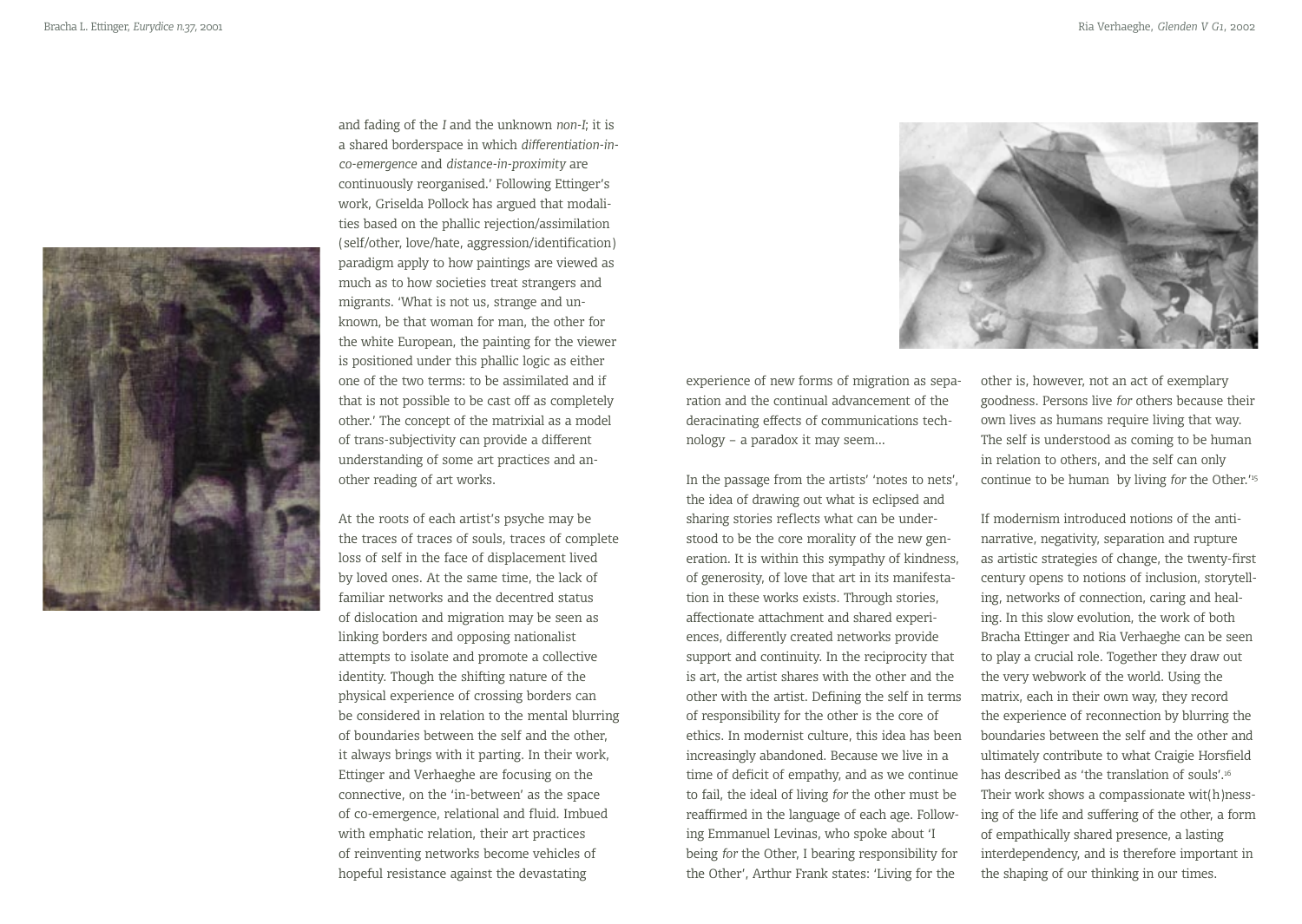Bracha L. Ettinger, *Eurydice n.37*, 2001

Ria Verhaeghe, *Glenden V G1*, 2002

and fading of the *I* and the unknown *non-I*; it is a shared borderspace in which *differentiation-in-co-emergence* and *distance-in-proximity* are continuously reorganised.' Following Ettinger's work, Griselda Pollock has argued that modalities based on the phallic rejection/assimilation (self/other, love/hate, aggression/identification) paradigm apply to how paintings are viewed as much as to how societies treat strangers and migrants. 'What is not us, strange and unknown, be that woman for man, the other for the white European, the painting for the viewer is positioned under this phallic logic as either one of the two terms: to be assimilated and if that is not possible to be cast off as completely other.' The concept of the matrixial as a model of trans-subjectivity can provide a different understanding of some art practices and another reading of art works.

At the roots of each artist's psyche may be the traces of traces of souls, traces of complete loss of self in the face of displacement lived by loved ones. At the same time, the lack of familiar networks and the decentred status of dislocation and migration may be seen as linking borders and opposing nationalist attempts to isolate and promote a collective identity. Though the shifting nature of the physical experience of crossing borders can be considered in relation to the mental blurring of boundaries between the self and the other, it always brings with it parting. In their work, Ettinger and Verhaeghe are focusing on the connective, on the 'in-between' as the space of co-emergence, relational and fluid. Imbued with emphatic relation, their art practices of reinventing networks become vehicles of hopeful resistance against the devastating experience of new forms of migration as separation and the continual advancement of the deracinating effects of communications technology – a paradox it may seem...

In the passage from the artists' 'notes to nets', the idea of drawing out what is eclipsed and sharing stories reflects what can be understood to be the core morality of the new generation. It is within this sympathy of kindness, of generosity, of love that art in its manifestation in these works exists. Through stories, affectionate attachment and shared experiences, differently created networks provide support and continuity. In the reciprocity that is art, the artist shares with the other and the other with the artist. Defining the self in terms of responsibility for the other is the core of ethics. In modernist culture, this idea has been increasingly abandoned. Because we live in a time of deficit of empathy, and as we continue to fail, the ideal of living *for* the other must be reaffirmed in the language of each age. Following Emmanuel Levinas, who spoke about 'I being *for* the Other, I bearing responsibility for the Other', Arthur Frank states: 'Living for the other is, however, not an act of exemplary goodness. Persons live *for* others because their own lives as humans require living that way. The self is understood as coming to be human in relation to others, and the self can only continue to be human by living *for* the Other.'[15]

If modernism introduced notions of the anti-narrative, negativity, separation and rupture as artistic strategies of change, the twenty-first century opens to notions of inclusion, storytelling, networks of connection, caring and healing. In this slow evolution, the work of both Bracha Ettinger and Ria Verhaeghe can be seen to play a crucial role. Together they draw out the very webwork of the world. Using the matrix, each in their own way, they record the experience of reconnection by blurring the boundaries between the self and the other and ultimately contribute to what Craigie Horsfield has described as 'the translation of souls'.[16] Their work shows a compassionate wit(h)nessing of the life and suffering of the other, a form of empathically shared presence, a lasting interdependency, and is therefore important in the shaping of our thinking in our times.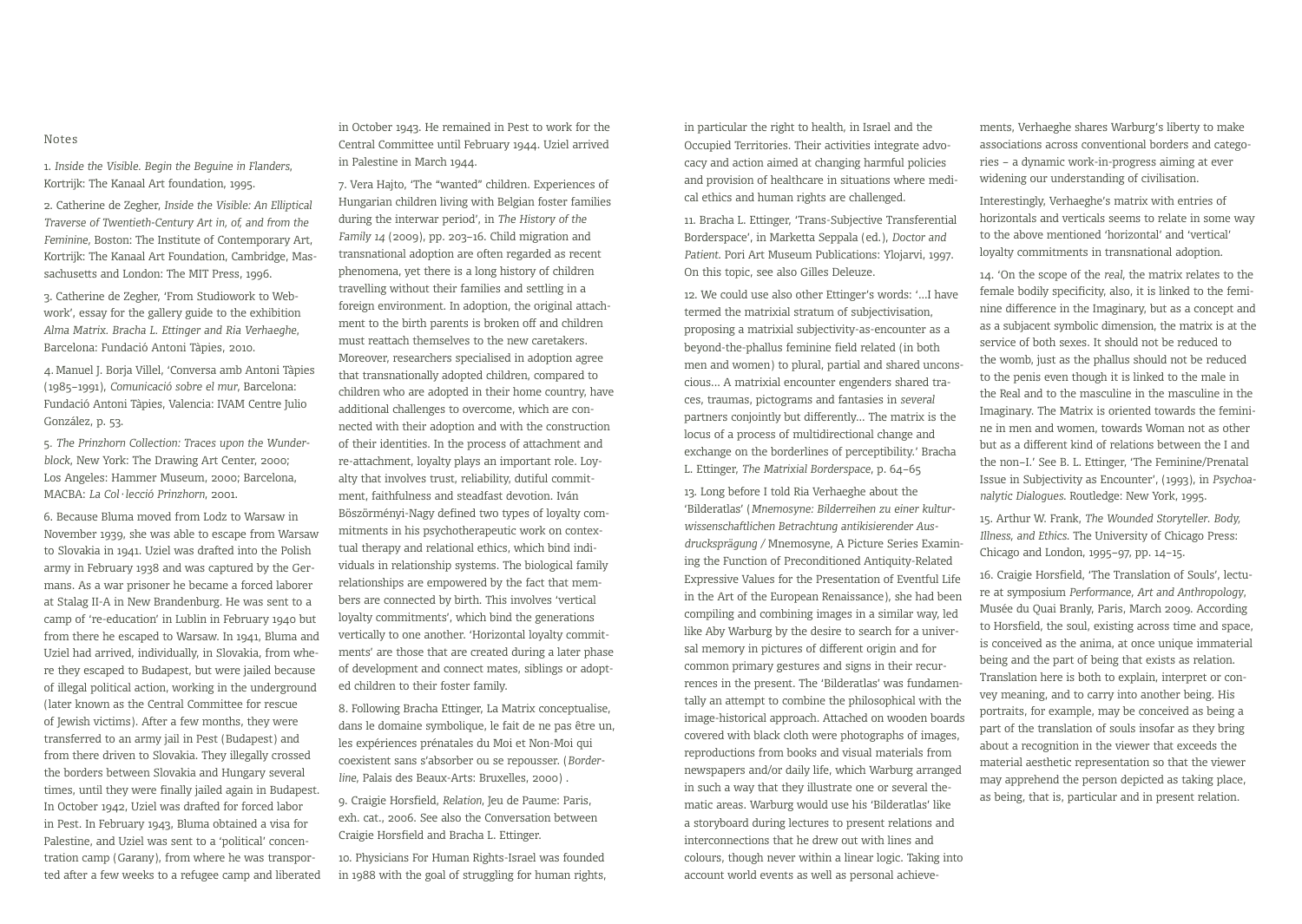## Notes

1. *Inside the Visible. Begin the Beguine in Flanders*, Kortrijk: The Kanaal Art foundation, 1995.

2. Catherine de Zegher, *Inside the Visible: An Elliptical Traverse of Twentieth-Century Art in, of, and from the Feminine*, Boston: The Institute of Contemporary Art, Kortrijk: The Kanaal Art Foundation, Cambridge, Massachusetts and London: The MIT Press, 1996.

3. Catherine de Zegher, 'From Studiowork to Webwork', essay for the gallery guide to the exhibition *Alma Matrix. Bracha L. Ettinger and Ria Verhaeghe*, Barcelona: Fundació Antoni Tàpies, 2010.

4. Manuel J. Borja Villel, 'Conversa amb Antoni Tàpies (1985–1991), *Comunicació sobre el mur*, Barcelona: Fundació Antoni Tàpies, Valencia: IVAM Centre Julio González, p. 53.

5. *The Prinzhorn Collection: Traces upon the Wunderblock*, New York: The Drawing Art Center, 2000; Los Angeles: Hammer Museum, 2000; Barcelona, MACBA: *La Col·lecció Prinzhorn*, 2001.

6. Because Bluma moved from Lodz to Warsaw in November 1939, she was able to escape from Warsaw to Slovakia in 1941. Uziel was drafted into the Polish army in February 1938 and was captured by the Germans. As a war prisoner he became a forced laborer at Stalag II-A in New Brandenburg. He was sent to a camp of 're-education' in Lublin in February 1940 but from there he escaped to Warsaw. In 1941, Bluma and Uziel had arrived, individually, in Slovakia, from where they escaped to Budapest, but were jailed because of illegal political action, working in the underground (later known as the Central Committee for rescue of Jewish victims). After a few months, they were transferred to an army jail in Pest (Budapest) and from there driven to Slovakia. They illegally crossed the borders between Slovakia and Hungary several times, until they were finally jailed again in Budapest. In October 1942, Uziel was drafted for forced labor in Pest. In February 1943, Bluma obtained a visa for Palestine, and Uziel was sent to a 'political' concentration camp (Garany), from where he was transported after a few weeks to a refugee camp and liberated in October 1943. He remained in Pest to work for the Central Committee until February 1944. Uziel arrived in Palestine in March 1944.

7. Vera Hajto, 'The "wanted" children. Experiences of Hungarian children living with Belgian foster families during the interwar period', in *The History of the Family 14* (2009), pp. 203–16. Child migration and transnational adoption are often regarded as recent phenomena, yet there is a long history of children travelling without their families and settling in a foreign environment. In adoption, the original attachment to the birth parents is broken off and children must reattach themselves to the new caretakers. Moreover, researchers specialised in adoption agree that transnationally adopted children, compared to children who are adopted in their home country, have additional challenges to overcome, which are connected with their adoption and with the construction of their identities. In the process of attachment and re-attachment, loyalty plays an important role. Loyalty that involves trust, reliability, dutiful commitment, faithfulness and steadfast devotion. Iván Böszörményi-Nagy defined two types of loyalty commitments in his psychotherapeutic work on contextual therapy and relational ethics, which bind individuals in relationship systems. The biological family relationships are empowered by the fact that members are connected by birth. This involves 'vertical loyalty commitments', which bind the generations vertically to one another. 'Horizontal loyalty commitments' are those that are created during a later phase of development and connect mates, siblings or adopted children to their foster family.

8. Following Bracha Ettinger, La Matrix conceptualise, dans le domaine symbolique, le fait de ne pas être un, les expériences prénatales du Moi et Non-Moi qui coexistent sans s'absorber ou se repousser. (*Borderline*, Palais des Beaux-Arts: Bruxelles, 2000) .

9. Craigie Horsfield, *Relation*, Jeu de Paume: Paris, exh. cat., 2006. See also the Conversation between Craigie Horsfield and Bracha L. Ettinger.

10. Physicians For Human Rights-Israel was founded in 1988 with the goal of struggling for human rights, in particular the right to health, in Israel and the Occupied Territories. Their activities integrate advocacy and action aimed at changing harmful policies and provision of healthcare in situations where medical ethics and human rights are challenged.

11. Bracha L. Ettinger, 'Trans-Subjective Transferential Borderspace', in Marketta Seppala (ed.), *Doctor and Patient*. Pori Art Museum Publications: Ylojarvi, 1997. On this topic, see also Gilles Deleuze.

12. We could use also other Ettinger's words: '...I have termed the matrixial stratum of subjectivisation, proposing a matrixial subjectivity-as-encounter as a beyond-the-phallus feminine field related (in both men and women) to plural, partial and shared unconscious... A matrixial encounter engenders shared traces, traumas, pictograms and fantasies in *several* partners conjointly but differently... The matrix is the locus of a process of multidirectional change and exchange on the borderlines of perceptibility.' Bracha L. Ettinger, *The Matrixial Borderspace*, p. 64–65

13. Long before I told Ria Verhaeghe about the 'Bilderatlas' (*Mnemosyne: Bilderreihen zu einer kulturwissenschaftlichen Betrachtung antikisierender Ausdrucksprägung* / Mnemosyne, A Picture Series Examining the Function of Preconditioned Antiquity-Related Expressive Values for the Presentation of Eventful Life in the Art of the European Renaissance), she had been compiling and combining images in a similar way, led like Aby Warburg by the desire to search for a universal memory in pictures of different origin and for common primary gestures and signs in their recurrences in the present. The 'Bilderatlas' was fundamentally an attempt to combine the philosophical with the image-historical approach. Attached on wooden boards covered with black cloth were photographs of images, reproductions from books and visual materials from newspapers and/or daily life, which Warburg arranged in such a way that they illustrate one or several thematic areas. Warburg would use his 'Bilderatlas' like a storyboard during lectures to present relations and interconnections that he drew out with lines and colours, though never within a linear logic. Taking into account world events as well as personal achievements, Verhaeghe shares Warburg's liberty to make associations across conventional borders and categories – a dynamic work-in-progress aiming at ever widening our understanding of civilisation.

Interestingly, Verhaeghe's matrix with entries of horizontals and verticals seems to relate in some way to the above mentioned 'horizontal' and 'vertical' loyalty commitments in transnational adoption.

14. 'On the scope of the *real*, the matrix relates to the female bodily specificity, also, it is linked to the feminine difference in the Imaginary, but as a concept and as a subjacent symbolic dimension, the matrix is at the service of both sexes. It should not be reduced to the womb, just as the phallus should not be reduced to the penis even though it is linked to the male in the Real and to the masculine in the masculine in the Imaginary. The Matrix is oriented towards the feminine in men and women, towards Woman not as other but as a different kind of relations between the I and the non–I.' See B. L. Ettinger, 'The Feminine/Prenatal Issue in Subjectivity as Encounter', (1993), in *Psychoanalytic Dialogues*. Routledge: New York, 1995.

15. Arthur W. Frank, *The Wounded Storyteller. Body, Illness, and Ethics*. The University of Chicago Press: Chicago and London, 1995–97, pp. 14–15.

16. Craigie Horsfield, 'The Translation of Souls', lecture at symposium *Performance, Art and Anthropology*, Musée du Quai Branly, Paris, March 2009. According to Horsfield, the soul, existing across time and space, is conceived as the anima, at once unique immaterial being and the part of being that exists as relation. Translation here is both to explain, interpret or convey meaning, and to carry into another being. His portraits, for example, may be conceived as being a part of the translation of souls insofar as they bring about a recognition in the viewer that exceeds the material aesthetic representation so that the viewer may apprehend the person depicted as taking place, as being, that is, particular and in present relation.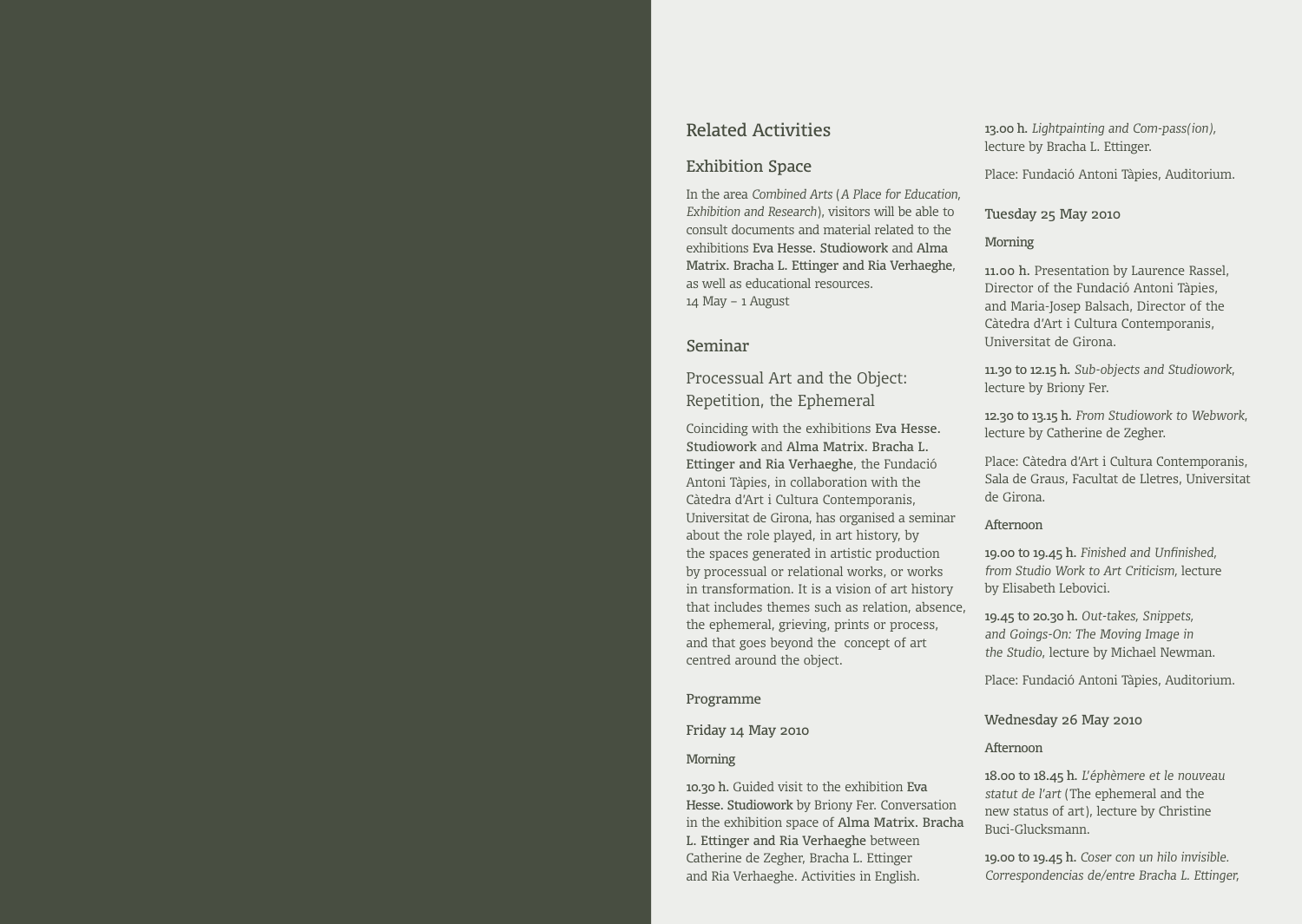# Related Activities

## Exhibition Space

In the area *Combined Arts* (*A Place for Education, Exhibition and Research*), visitors will be able to consult documents and material related to the exhibitions **Eva Hesse. Studiowork** and **Alma Matrix. Bracha L. Ettinger and Ria Verhaeghe**, as well as educational resources.
14 May – 1 August

## Seminar

### Processual Art and the Object: Repetition, the Ephemeral

Coinciding with the exhibitions **Eva Hesse. Studiowork** and **Alma Matrix. Bracha L. Ettinger and Ria Verhaeghe**, the Fundació Antoni Tàpies, in collaboration with the Càtedra d'Art i Cultura Contemporanis, Universitat de Girona, has organised a seminar about the role played, in art history, by the spaces generated in artistic production by processual or relational works, or works in transformation. It is a vision of art history that includes themes such as relation, absence, the ephemeral, grieving, prints or process, and that goes beyond the concept of art centred around the object.

#### Programme

#### Friday 14 May 2010

##### Morning

**10.30 h.** Guided visit to the exhibition **Eva Hesse. Studiowork** by Briony Fer. Conversation in the exhibition space of **Alma Matrix. Bracha L. Ettinger and Ria Verhaeghe** between Catherine de Zegher, Bracha L. Ettinger and Ria Verhaeghe. Activities in English.

**13.00 h.** *Lightpainting and Com-pass(ion)*, lecture by Bracha L. Ettinger.

Place: Fundació Antoni Tàpies, Auditorium.

#### Tuesday 25 May 2010

##### Morning

**11.00 h.** Presentation by Laurence Rassel, Director of the Fundació Antoni Tàpies, and Maria-Josep Balsach, Director of the Càtedra d'Art i Cultura Contemporanis, Universitat de Girona.

**11.30 to 12.15 h.** *Sub-objects and Studiowork*, lecture by Briony Fer.

**12.30 to 13.15 h.** *From Studiowork to Webwork*, lecture by Catherine de Zegher.

Place: Càtedra d'Art i Cultura Contemporanis, Sala de Graus, Facultat de Lletres, Universitat de Girona.

##### Afternoon

**19.00 to 19.45 h.** *Finished and Unfinished, from Studio Work to Art Criticism*, lecture by Elisabeth Lebovici.

**19.45 to 20.30 h.** *Out-takes, Snippets, and Goings-On: The Moving Image in the Studio*, lecture by Michael Newman.

Place: Fundació Antoni Tàpies, Auditorium.

#### Wednesday 26 May 2010

##### Afternoon

**18.00 to 18.45 h.** *L'éphèmere et le nouveau statut de l'art* (The ephemeral and the new status of art), lecture by Christine Buci-Glucksmann.

**19.00 to 19.45 h.** *Coser con un hilo invisible. Correspondencias de/entre Bracha L. Ettinger,*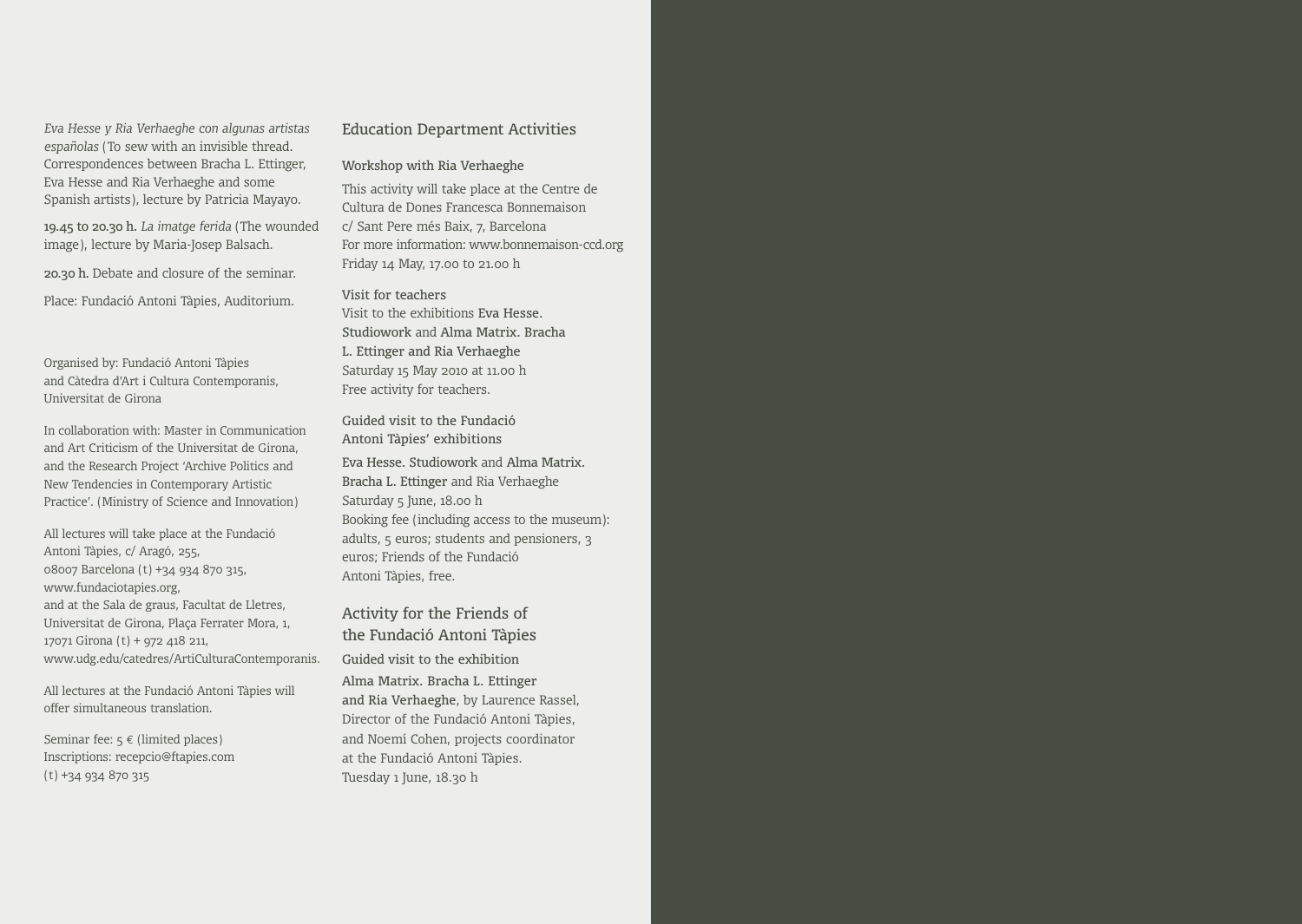*Eva Hesse y Ria Verhaeghe con algunas artistas españolas* (To sew with an invisible thread. Correspondences between Bracha L. Ettinger, Eva Hesse and Ria Verhaeghe and some Spanish artists), lecture by Patricia Mayayo.

**19.45 to 20.30 h.** *La imatge ferida* (The wounded image), lecture by Maria-Josep Balsach.

**20.30 h.** Debate and closure of the seminar.

Place: Fundació Antoni Tàpies, Auditorium.

Organised by: Fundació Antoni Tàpies and Càtedra d'Art i Cultura Contemporanis, Universitat de Girona

In collaboration with: Master in Communication and Art Criticism of the Universitat de Girona, and the Research Project 'Archive Politics and New Tendencies in Contemporary Artistic Practice'. (Ministry of Science and Innovation)

All lectures will take place at the Fundació Antoni Tàpies, c/ Aragó, 255, 08007 Barcelona (t) +34 934 870 315, www.fundaciotapies.org, and at the Sala de graus, Facultat de Lletres, Universitat de Girona, Plaça Ferrater Mora, 1, 17071 Girona (t) + 972 418 211, www.udg.edu/catedres/ArtiCulturaContemporanis.

All lectures at the Fundació Antoni Tàpies will offer simultaneous translation.

Seminar fee: 5 € (limited places)
Inscriptions: recepcio@ftapies.com
(t) +34 934 870 315

## Education Department Activities

### Workshop with Ria Verhaeghe

This activity will take place at the Centre de Cultura de Dones Francesca Bonnemaison
c/ Sant Pere més Baix, 7, Barcelona
For more information: www.bonnemaison-ccd.org
Friday 14 May, 17.00 to 21.00 h

### Visit for teachers

Visit to the exhibitions **Eva Hesse. Studiowork** and **Alma Matrix. Bracha L. Ettinger and Ria Verhaeghe**
Saturday 15 May 2010 at 11.00 h
Free activity for teachers.

### Guided visit to the Fundació Antoni Tàpies' exhibitions

**Eva Hesse. Studiowork** and **Alma Matrix. Bracha L. Ettinger** and Ria Verhaeghe
Saturday 5 June, 18.00 h
Booking fee (including access to the museum): adults, 5 euros; students and pensioners, 3 euros; Friends of the Fundació Antoni Tàpies, free.

## Activity for the Friends of the Fundació Antoni Tàpies

### Guided visit to the exhibition

**Alma Matrix. Bracha L. Ettinger and Ria Verhaeghe**, by Laurence Rassel, Director of the Fundació Antoni Tàpies, and Noemí Cohen, projects coordinator at the Fundació Antoni Tàpies.
Tuesday 1 June, 18.30 h